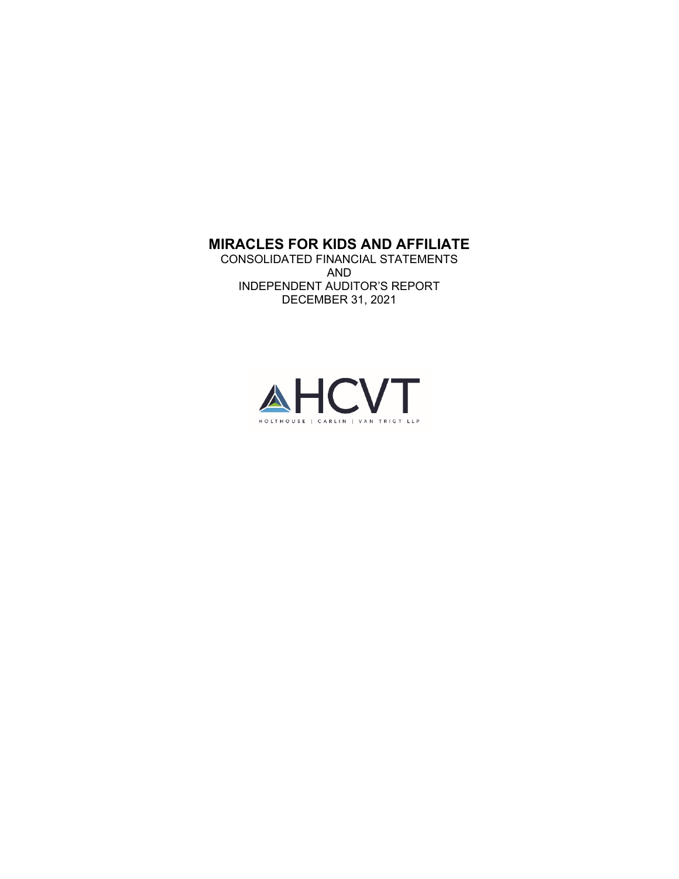# MIRACLES FOR KIDS AND AFFILIATE

CONSOLIDATED FINANCIAL STATEMENTS
AND
INDEPENDENT AUDITOR'S REPORT
DECEMBER 31, 2021

HCVT
HOLTHOUSE | CARLIN | VAN TRIGT LLP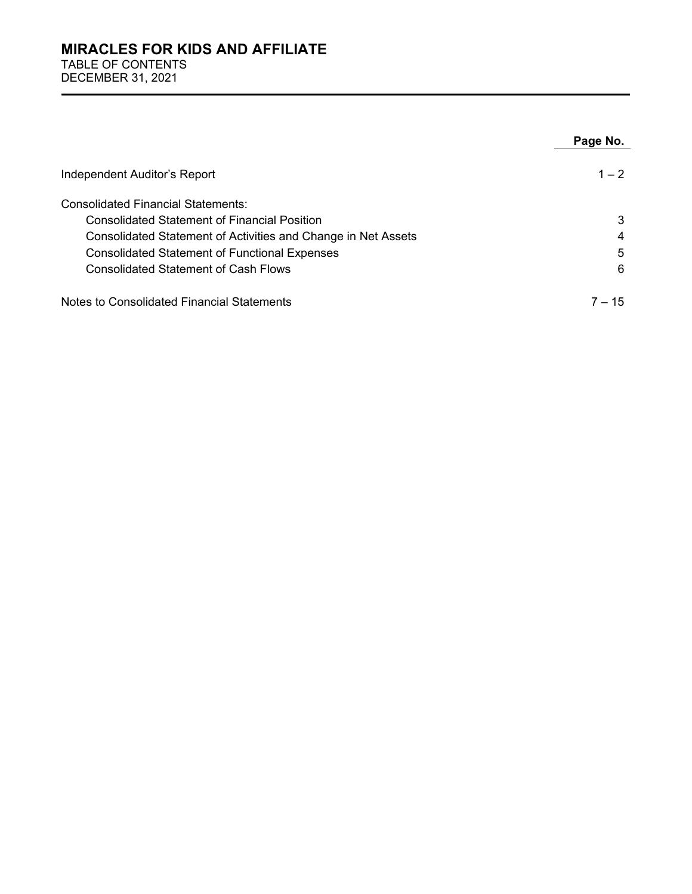# MIRACLES FOR KIDS AND AFFILIATE

TABLE OF CONTENTS
DECEMBER 31, 2021

| | Page No. |
|---|---|
| Independent Auditor's Report | 1 – 2 |
| Consolidated Financial Statements: | |
| Consolidated Statement of Financial Position | 3 |
| Consolidated Statement of Activities and Change in Net Assets | 4 |
| Consolidated Statement of Functional Expenses | 5 |
| Consolidated Statement of Cash Flows | 6 |
| Notes to Consolidated Financial Statements | 7 – 15 |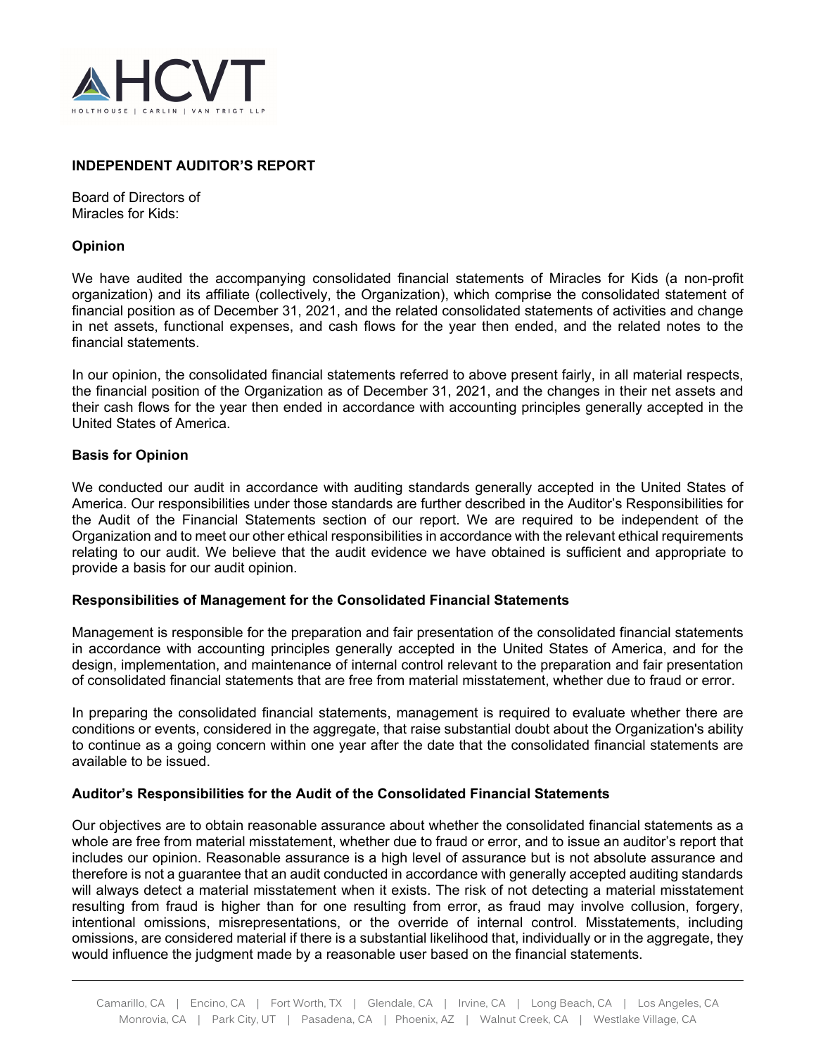# INDEPENDENT AUDITOR'S REPORT

Board of Directors of
Miracles for Kids:

## Opinion

We have audited the accompanying consolidated financial statements of Miracles for Kids (a non-profit organization) and its affiliate (collectively, the Organization), which comprise the consolidated statement of financial position as of December 31, 2021, and the related consolidated statements of activities and change in net assets, functional expenses, and cash flows for the year then ended, and the related notes to the financial statements.

In our opinion, the consolidated financial statements referred to above present fairly, in all material respects, the financial position of the Organization as of December 31, 2021, and the changes in their net assets and their cash flows for the year then ended in accordance with accounting principles generally accepted in the United States of America.

## Basis for Opinion

We conducted our audit in accordance with auditing standards generally accepted in the United States of America. Our responsibilities under those standards are further described in the Auditor's Responsibilities for the Audit of the Financial Statements section of our report. We are required to be independent of the Organization and to meet our other ethical responsibilities in accordance with the relevant ethical requirements relating to our audit. We believe that the audit evidence we have obtained is sufficient and appropriate to provide a basis for our audit opinion.

## Responsibilities of Management for the Consolidated Financial Statements

Management is responsible for the preparation and fair presentation of the consolidated financial statements in accordance with accounting principles generally accepted in the United States of America, and for the design, implementation, and maintenance of internal control relevant to the preparation and fair presentation of consolidated financial statements that are free from material misstatement, whether due to fraud or error.

In preparing the consolidated financial statements, management is required to evaluate whether there are conditions or events, considered in the aggregate, that raise substantial doubt about the Organization's ability to continue as a going concern within one year after the date that the consolidated financial statements are available to be issued.

## Auditor's Responsibilities for the Audit of the Consolidated Financial Statements

Our objectives are to obtain reasonable assurance about whether the consolidated financial statements as a whole are free from material misstatement, whether due to fraud or error, and to issue an auditor's report that includes our opinion. Reasonable assurance is a high level of assurance but is not absolute assurance and therefore is not a guarantee that an audit conducted in accordance with generally accepted auditing standards will always detect a material misstatement when it exists. The risk of not detecting a material misstatement resulting from fraud is higher than for one resulting from error, as fraud may involve collusion, forgery, intentional omissions, misrepresentations, or the override of internal control. Misstatements, including omissions, are considered material if there is a substantial likelihood that, individually or in the aggregate, they would influence the judgment made by a reasonable user based on the financial statements.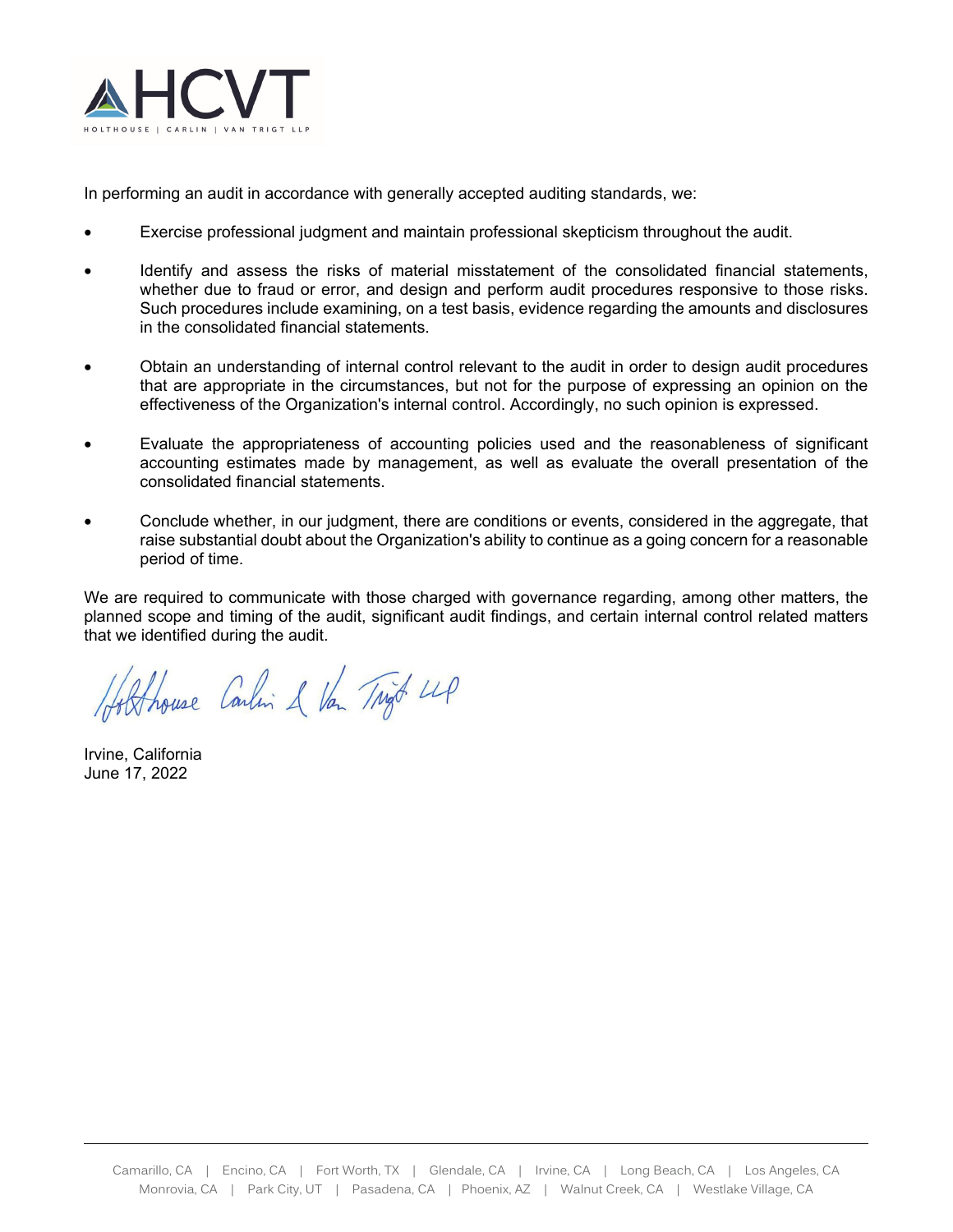In performing an audit in accordance with generally accepted auditing standards, we:

- Exercise professional judgment and maintain professional skepticism throughout the audit.
- Identify and assess the risks of material misstatement of the consolidated financial statements, whether due to fraud or error, and design and perform audit procedures responsive to those risks. Such procedures include examining, on a test basis, evidence regarding the amounts and disclosures in the consolidated financial statements.
- Obtain an understanding of internal control relevant to the audit in order to design audit procedures that are appropriate in the circumstances, but not for the purpose of expressing an opinion on the effectiveness of the Organization's internal control. Accordingly, no such opinion is expressed.
- Evaluate the appropriateness of accounting policies used and the reasonableness of significant accounting estimates made by management, as well as evaluate the overall presentation of the consolidated financial statements.
- Conclude whether, in our judgment, there are conditions or events, considered in the aggregate, that raise substantial doubt about the Organization's ability to continue as a going concern for a reasonable period of time.

We are required to communicate with those charged with governance regarding, among other matters, the planned scope and timing of the audit, significant audit findings, and certain internal control related matters that we identified during the audit.

Holthouse Carlin & Van Trigt LLP

Irvine, California
June 17, 2022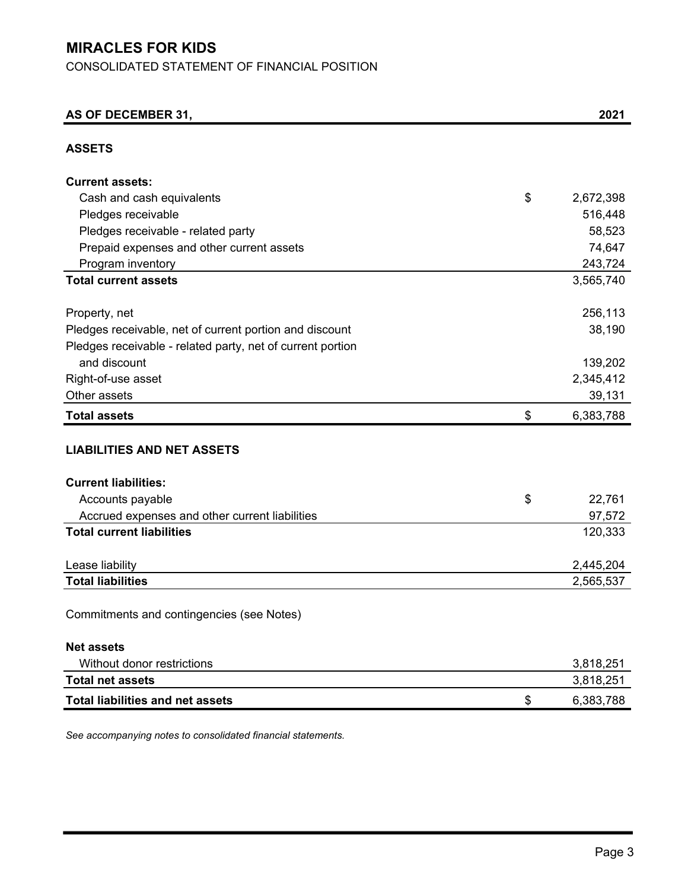# MIRACLES FOR KIDS

CONSOLIDATED STATEMENT OF FINANCIAL POSITION

| AS OF DECEMBER 31, | | 2021 |
|---|---|---|
| **ASSETS** | | |
| **Current assets:** | | |
| Cash and cash equivalents | $ | 2,672,398 |
| Pledges receivable | | 516,448 |
| Pledges receivable - related party | | 58,523 |
| Prepaid expenses and other current assets | | 74,647 |
| Program inventory | | 243,724 |
| **Total current assets** | | 3,565,740 |
| Property, net | | 256,113 |
| Pledges receivable, net of current portion and discount | | 38,190 |
| Pledges receivable - related party, net of current portion and discount | | 139,202 |
| Right-of-use asset | | 2,345,412 |
| Other assets | | 39,131 |
| **Total assets** | $ | 6,383,788 |
| **LIABILITIES AND NET ASSETS** | | |
| **Current liabilities:** | | |
| Accounts payable | $ | 22,761 |
| Accrued expenses and other current liabilities | | 97,572 |
| **Total current liabilities** | | 120,333 |
| Lease liability | | 2,445,204 |
| **Total liabilities** | | 2,565,537 |
| Commitments and contingencies (see Notes) | | |
| **Net assets** | | |
| Without donor restrictions | | 3,818,251 |
| **Total net assets** | | 3,818,251 |
| **Total liabilities and net assets** | $ | 6,383,788 |

*See accompanying notes to consolidated financial statements.*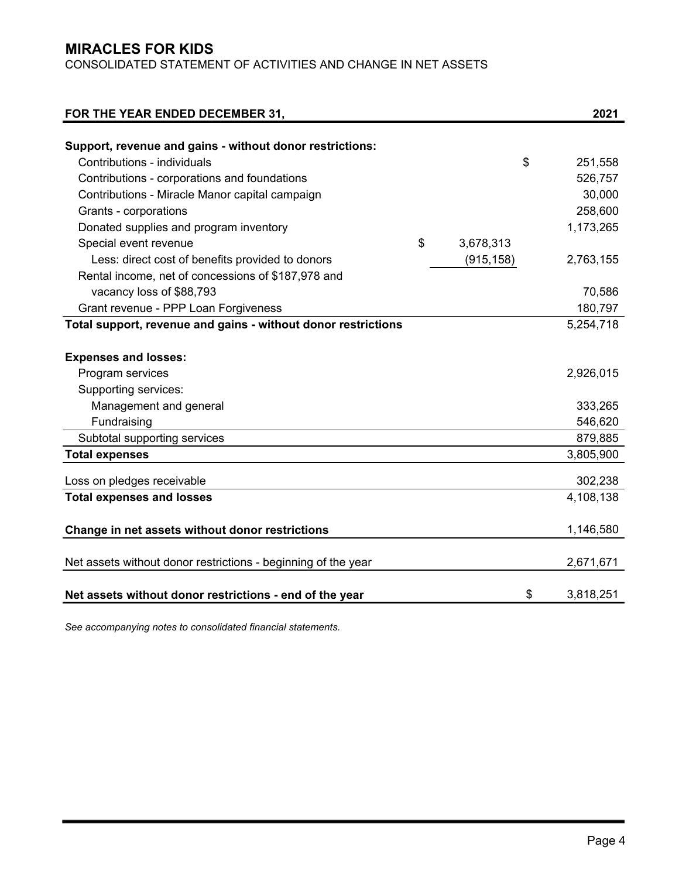# MIRACLES FOR KIDS

CONSOLIDATED STATEMENT OF ACTIVITIES AND CHANGE IN NET ASSETS

| FOR THE YEAR ENDED DECEMBER 31, | | 2021 |
|---|---|---|
| **Support, revenue and gains - without donor restrictions:** | | |
| Contributions - individuals | | $ 251,558 |
| Contributions - corporations and foundations | | 526,757 |
| Contributions - Miracle Manor capital campaign | | 30,000 |
| Grants - corporations | | 258,600 |
| Donated supplies and program inventory | | 1,173,265 |
| Special event revenue | $ 3,678,313 | |
| Less: direct cost of benefits provided to donors | (915,158) | 2,763,155 |
| Rental income, net of concessions of $187,978 and vacancy loss of $88,793 | | 70,586 |
| Grant revenue - PPP Loan Forgiveness | | 180,797 |
| **Total support, revenue and gains - without donor restrictions** | | 5,254,718 |
| **Expenses and losses:** | | |
| Program services | | 2,926,015 |
| Supporting services: | | |
| Management and general | | 333,265 |
| Fundraising | | 546,620 |
| Subtotal supporting services | | 879,885 |
| **Total expenses** | | 3,805,900 |
| Loss on pledges receivable | | 302,238 |
| **Total expenses and losses** | | 4,108,138 |
| **Change in net assets without donor restrictions** | | 1,146,580 |
| Net assets without donor restrictions - beginning of the year | | 2,671,671 |
| **Net assets without donor restrictions - end of the year** | | $ 3,818,251 |

*See accompanying notes to consolidated financial statements.*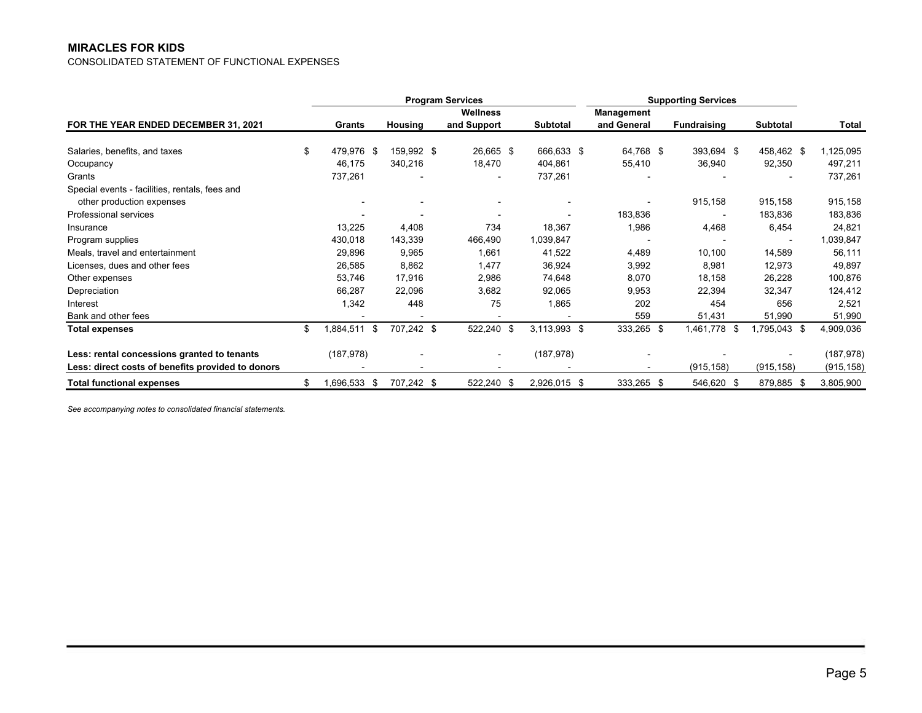**MIRACLES FOR KIDS**

CONSOLIDATED STATEMENT OF FUNCTIONAL EXPENSES

| | Program Services | | | | Supporting Services | | | |
|---|---|---|---|---|---|---|---|---|
| FOR THE YEAR ENDED DECEMBER 31, 2021 | Grants | Housing | Wellness and Support | Subtotal | Management and General | Fundraising | Subtotal | Total |
| Salaries, benefits, and taxes | $ 479,976 | $ 159,992 | $ 26,665 | $ 666,633 | $ 64,768 | $ 393,694 | $ 458,462 | $ 1,125,095 |
| Occupancy | 46,175 | 340,216 | 18,470 | 404,861 | 55,410 | 36,940 | 92,350 | 497,211 |
| Grants | 737,261 | - | - | 737,261 | - | - | - | 737,261 |
| Special events - facilities, rentals, fees and other production expenses | - | - | - | - | - | 915,158 | 915,158 | 915,158 |
| Professional services | - | - | - | - | 183,836 | - | 183,836 | 183,836 |
| Insurance | 13,225 | 4,408 | 734 | 18,367 | 1,986 | 4,468 | 6,454 | 24,821 |
| Program supplies | 430,018 | 143,339 | 466,490 | 1,039,847 | - | - | - | 1,039,847 |
| Meals, travel and entertainment | 29,896 | 9,965 | 1,661 | 41,522 | 4,489 | 10,100 | 14,589 | 56,111 |
| Licenses, dues and other fees | 26,585 | 8,862 | 1,477 | 36,924 | 3,992 | 8,981 | 12,973 | 49,897 |
| Other expenses | 53,746 | 17,916 | 2,986 | 74,648 | 8,070 | 18,158 | 26,228 | 100,876 |
| Depreciation | 66,287 | 22,096 | 3,682 | 92,065 | 9,953 | 22,394 | 32,347 | 124,412 |
| Interest | 1,342 | 448 | 75 | 1,865 | 202 | 454 | 656 | 2,521 |
| Bank and other fees | - | - | - | - | 559 | 51,431 | 51,990 | 51,990 |
| **Total expenses** | $ 1,884,511 | $ 707,242 | $ 522,240 | $ 3,113,993 | $ 333,265 | $ 1,461,778 | $ 1,795,043 | $ 4,909,036 |
| **Less: rental concessions granted to tenants** | (187,978) | - | - | (187,978) | - | - | - | (187,978) |
| **Less: direct costs of benefits provided to donors** | - | - | - | - | - | (915,158) | (915,158) | (915,158) |
| **Total functional expenses** | $ 1,696,533 | $ 707,242 | $ 522,240 | $ 2,926,015 | $ 333,265 | $ 546,620 | $ 879,885 | $ 3,805,900 |

*See accompanying notes to consolidated financial statements.*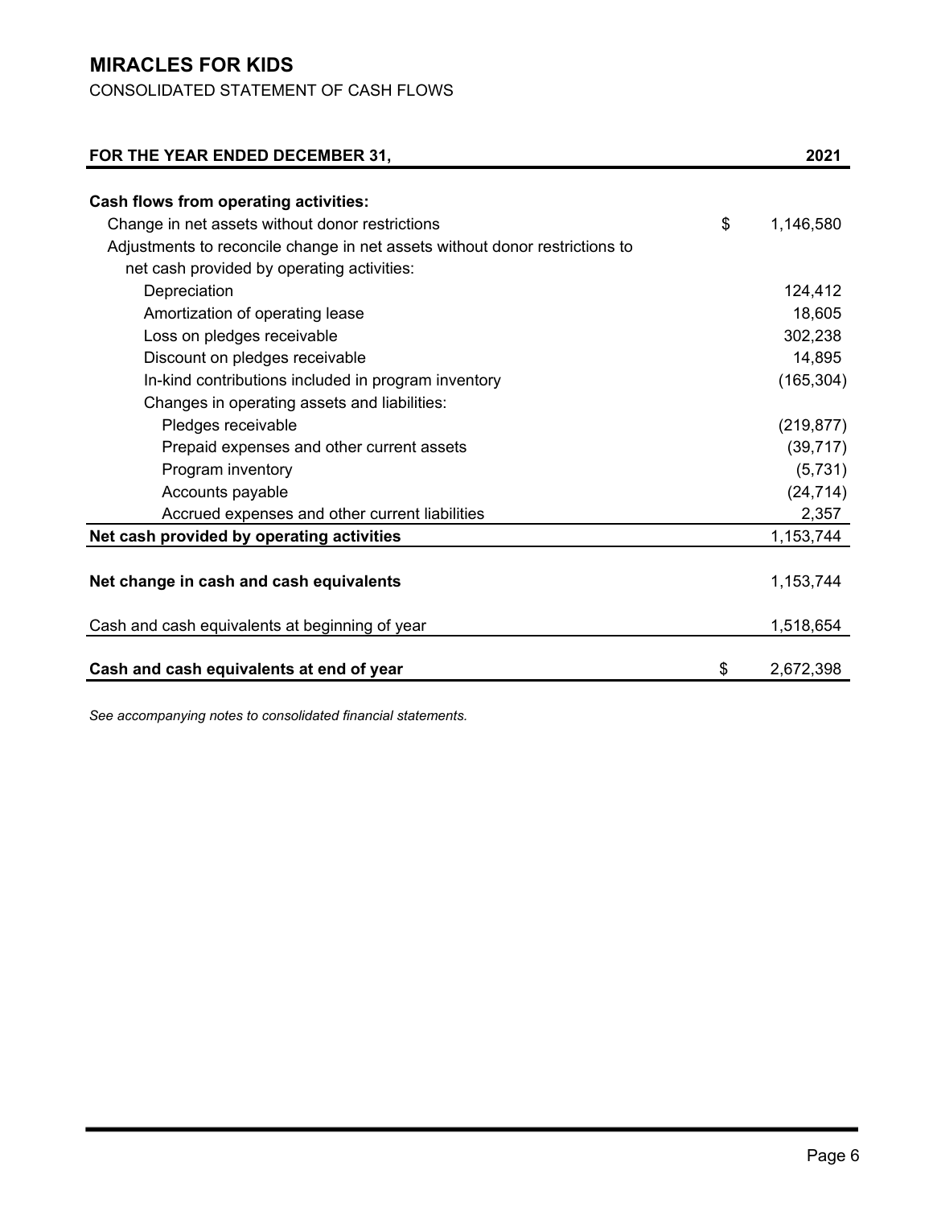# MIRACLES FOR KIDS

CONSOLIDATED STATEMENT OF CASH FLOWS

| FOR THE YEAR ENDED DECEMBER 31, | | 2021 |
|---|---|---|
| **Cash flows from operating activities:** | | |
| Change in net assets without donor restrictions | $ | 1,146,580 |
| Adjustments to reconcile change in net assets without donor restrictions to net cash provided by operating activities: | | |
| Depreciation | | 124,412 |
| Amortization of operating lease | | 18,605 |
| Loss on pledges receivable | | 302,238 |
| Discount on pledges receivable | | 14,895 |
| In-kind contributions included in program inventory | | (165,304) |
| Changes in operating assets and liabilities: | | |
| Pledges receivable | | (219,877) |
| Prepaid expenses and other current assets | | (39,717) |
| Program inventory | | (5,731) |
| Accounts payable | | (24,714) |
| Accrued expenses and other current liabilities | | 2,357 |
| **Net cash provided by operating activities** | | 1,153,744 |
| **Net change in cash and cash equivalents** | | 1,153,744 |
| Cash and cash equivalents at beginning of year | | 1,518,654 |
| **Cash and cash equivalents at end of year** | $ | 2,672,398 |

*See accompanying notes to consolidated financial statements.*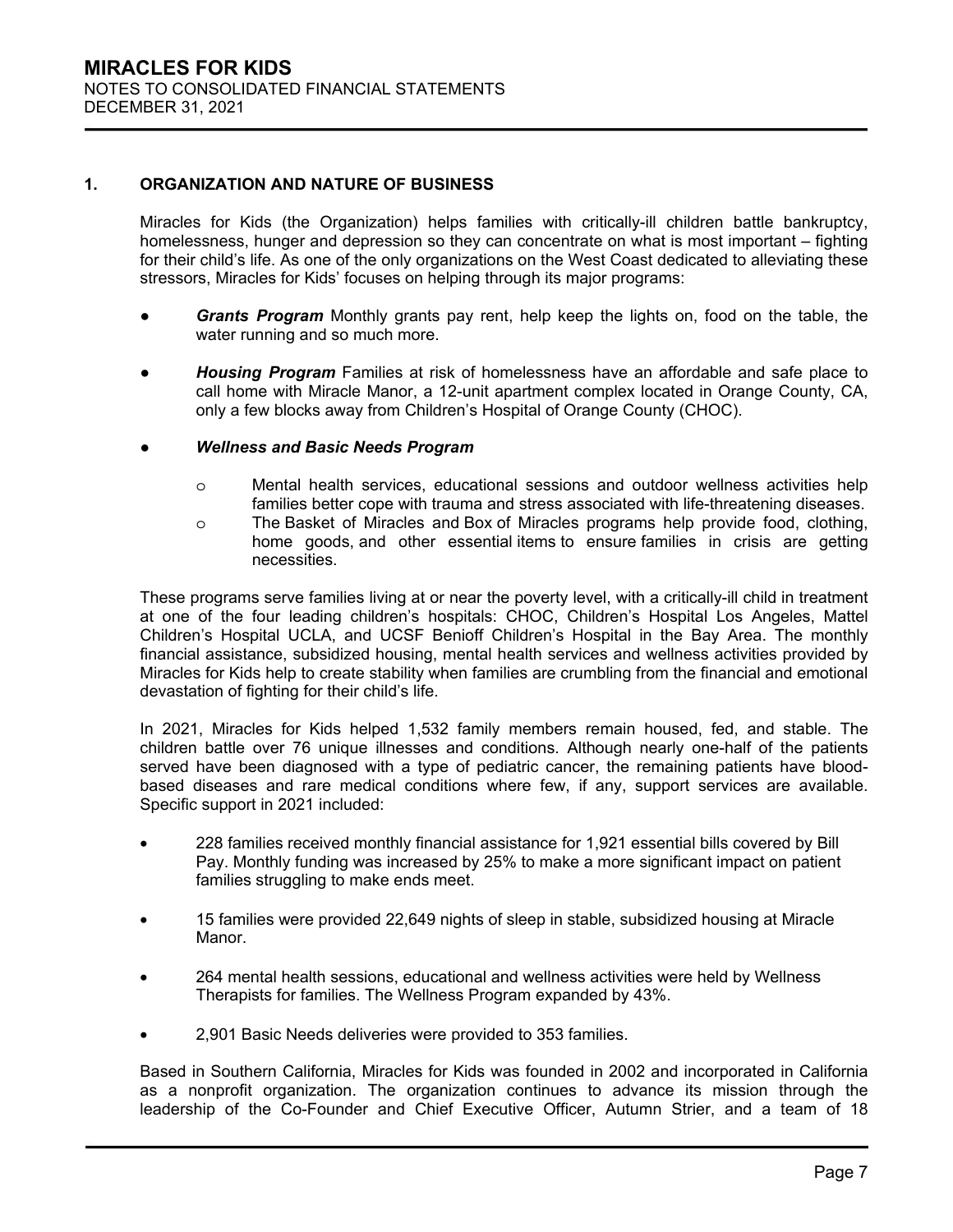## 1. ORGANIZATION AND NATURE OF BUSINESS

Miracles for Kids (the Organization) helps families with critically-ill children battle bankruptcy, homelessness, hunger and depression so they can concentrate on what is most important – fighting for their child's life. As one of the only organizations on the West Coast dedicated to alleviating these stressors, Miracles for Kids' focuses on helping through its major programs:

- ***Grants Program*** Monthly grants pay rent, help keep the lights on, food on the table, the water running and so much more.
- ***Housing Program*** Families at risk of homelessness have an affordable and safe place to call home with Miracle Manor, a 12-unit apartment complex located in Orange County, CA, only a few blocks away from Children's Hospital of Orange County (CHOC).
- ***Wellness and Basic Needs Program***
  - Mental health services, educational sessions and outdoor wellness activities help families better cope with trauma and stress associated with life-threatening diseases.
  - The Basket of Miracles and Box of Miracles programs help provide food, clothing, home goods, and other essential items to ensure families in crisis are getting necessities.

These programs serve families living at or near the poverty level, with a critically-ill child in treatment at one of the four leading children's hospitals: CHOC, Children's Hospital Los Angeles, Mattel Children's Hospital UCLA, and UCSF Benioff Children's Hospital in the Bay Area. The monthly financial assistance, subsidized housing, mental health services and wellness activities provided by Miracles for Kids help to create stability when families are crumbling from the financial and emotional devastation of fighting for their child's life.

In 2021, Miracles for Kids helped 1,532 family members remain housed, fed, and stable. The children battle over 76 unique illnesses and conditions. Although nearly one-half of the patients served have been diagnosed with a type of pediatric cancer, the remaining patients have blood-based diseases and rare medical conditions where few, if any, support services are available. Specific support in 2021 included:

- 228 families received monthly financial assistance for 1,921 essential bills covered by Bill Pay. Monthly funding was increased by 25% to make a more significant impact on patient families struggling to make ends meet.
- 15 families were provided 22,649 nights of sleep in stable, subsidized housing at Miracle Manor.
- 264 mental health sessions, educational and wellness activities were held by Wellness Therapists for families. The Wellness Program expanded by 43%.
- 2,901 Basic Needs deliveries were provided to 353 families.

Based in Southern California, Miracles for Kids was founded in 2002 and incorporated in California as a nonprofit organization. The organization continues to advance its mission through the leadership of the Co-Founder and Chief Executive Officer, Autumn Strier, and a team of 18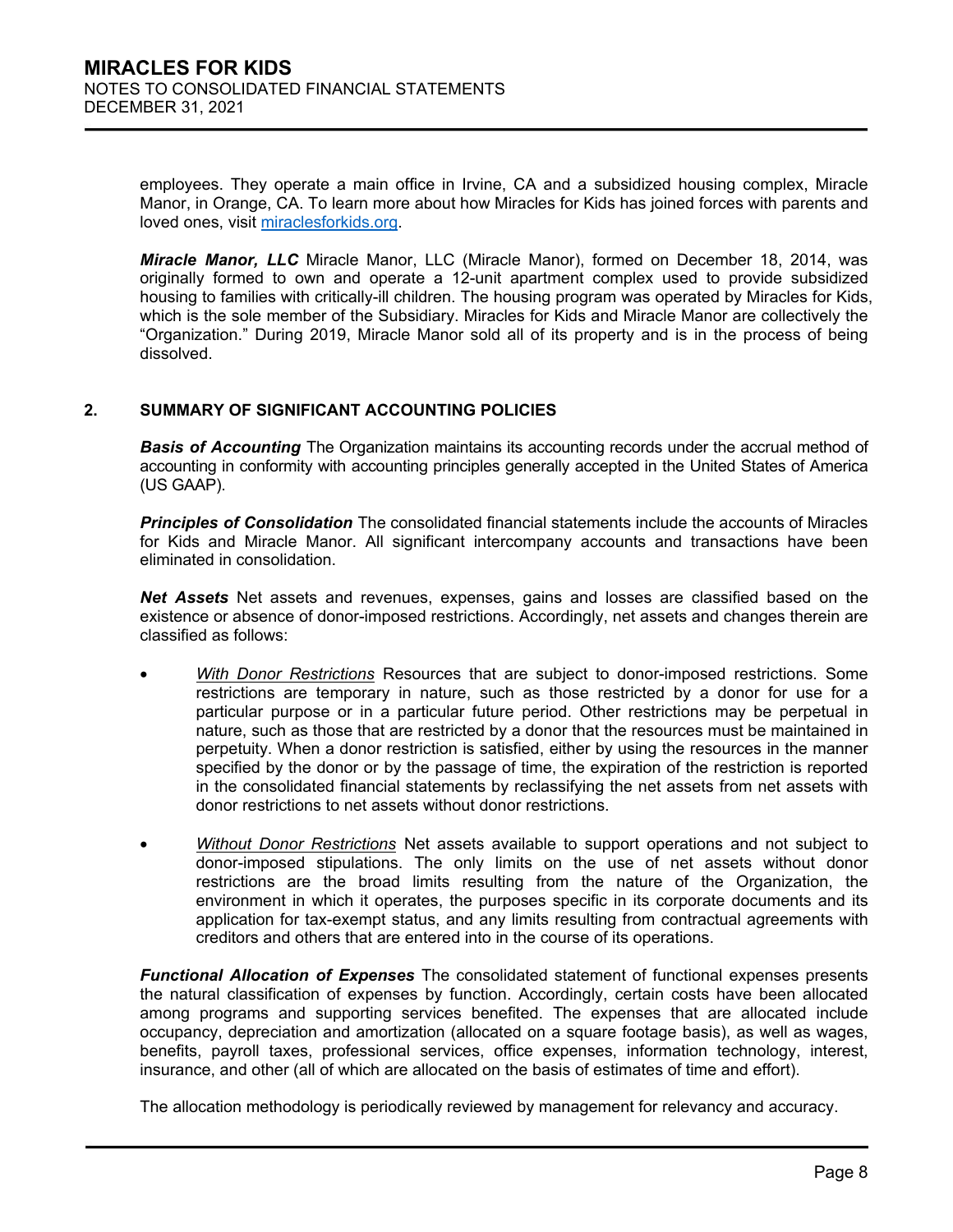employees. They operate a main office in Irvine, CA and a subsidized housing complex, Miracle Manor, in Orange, CA. To learn more about how Miracles for Kids has joined forces with parents and loved ones, visit [miraclesforkids.org](http://miraclesforkids.org).

***Miracle Manor, LLC*** Miracle Manor, LLC (Miracle Manor), formed on December 18, 2014, was originally formed to own and operate a 12-unit apartment complex used to provide subsidized housing to families with critically-ill children. The housing program was operated by Miracles for Kids, which is the sole member of the Subsidiary. Miracles for Kids and Miracle Manor are collectively the "Organization." During 2019, Miracle Manor sold all of its property and is in the process of being dissolved.

## 2. SUMMARY OF SIGNIFICANT ACCOUNTING POLICIES

***Basis of Accounting*** The Organization maintains its accounting records under the accrual method of accounting in conformity with accounting principles generally accepted in the United States of America (US GAAP).

***Principles of Consolidation*** The consolidated financial statements include the accounts of Miracles for Kids and Miracle Manor. All significant intercompany accounts and transactions have been eliminated in consolidation.

***Net Assets*** Net assets and revenues, expenses, gains and losses are classified based on the existence or absence of donor-imposed restrictions. Accordingly, net assets and changes therein are classified as follows:

- *With Donor Restrictions* Resources that are subject to donor-imposed restrictions. Some restrictions are temporary in nature, such as those restricted by a donor for use for a particular purpose or in a particular future period. Other restrictions may be perpetual in nature, such as those that are restricted by a donor that the resources must be maintained in perpetuity. When a donor restriction is satisfied, either by using the resources in the manner specified by the donor or by the passage of time, the expiration of the restriction is reported in the consolidated financial statements by reclassifying the net assets from net assets with donor restrictions to net assets without donor restrictions.

- *Without Donor Restrictions* Net assets available to support operations and not subject to donor-imposed stipulations. The only limits on the use of net assets without donor restrictions are the broad limits resulting from the nature of the Organization, the environment in which it operates, the purposes specific in its corporate documents and its application for tax-exempt status, and any limits resulting from contractual agreements with creditors and others that are entered into in the course of its operations.

***Functional Allocation of Expenses*** The consolidated statement of functional expenses presents the natural classification of expenses by function. Accordingly, certain costs have been allocated among programs and supporting services benefited. The expenses that are allocated include occupancy, depreciation and amortization (allocated on a square footage basis), as well as wages, benefits, payroll taxes, professional services, office expenses, information technology, interest, insurance, and other (all of which are allocated on the basis of estimates of time and effort).

The allocation methodology is periodically reviewed by management for relevancy and accuracy.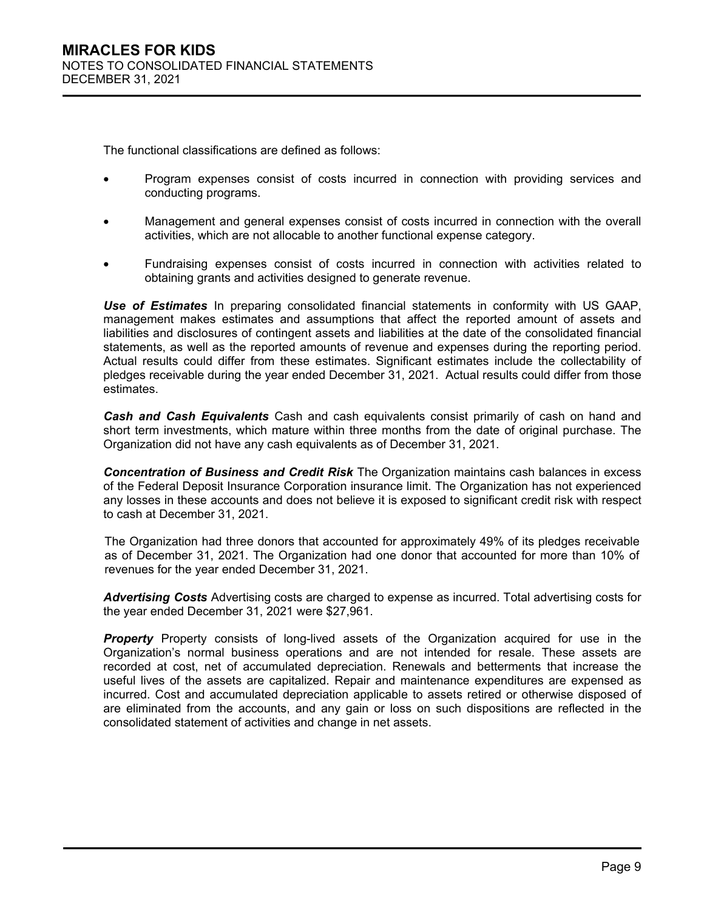The functional classifications are defined as follows:

- Program expenses consist of costs incurred in connection with providing services and conducting programs.

- Management and general expenses consist of costs incurred in connection with the overall activities, which are not allocable to another functional expense category.

- Fundraising expenses consist of costs incurred in connection with activities related to obtaining grants and activities designed to generate revenue.

***Use of Estimates*** In preparing consolidated financial statements in conformity with US GAAP, management makes estimates and assumptions that affect the reported amount of assets and liabilities and disclosures of contingent assets and liabilities at the date of the consolidated financial statements, as well as the reported amounts of revenue and expenses during the reporting period. Actual results could differ from these estimates. Significant estimates include the collectability of pledges receivable during the year ended December 31, 2021. Actual results could differ from those estimates.

***Cash and Cash Equivalents*** Cash and cash equivalents consist primarily of cash on hand and short term investments, which mature within three months from the date of original purchase. The Organization did not have any cash equivalents as of December 31, 2021.

***Concentration of Business and Credit Risk*** The Organization maintains cash balances in excess of the Federal Deposit Insurance Corporation insurance limit. The Organization has not experienced any losses in these accounts and does not believe it is exposed to significant credit risk with respect to cash at December 31, 2021.

The Organization had three donors that accounted for approximately 49% of its pledges receivable as of December 31, 2021. The Organization had one donor that accounted for more than 10% of revenues for the year ended December 31, 2021.

***Advertising Costs*** Advertising costs are charged to expense as incurred. Total advertising costs for the year ended December 31, 2021 were $27,961.

***Property*** Property consists of long-lived assets of the Organization acquired for use in the Organization's normal business operations and are not intended for resale. These assets are recorded at cost, net of accumulated depreciation. Renewals and betterments that increase the useful lives of the assets are capitalized. Repair and maintenance expenditures are expensed as incurred. Cost and accumulated depreciation applicable to assets retired or otherwise disposed of are eliminated from the accounts, and any gain or loss on such dispositions are reflected in the consolidated statement of activities and change in net assets.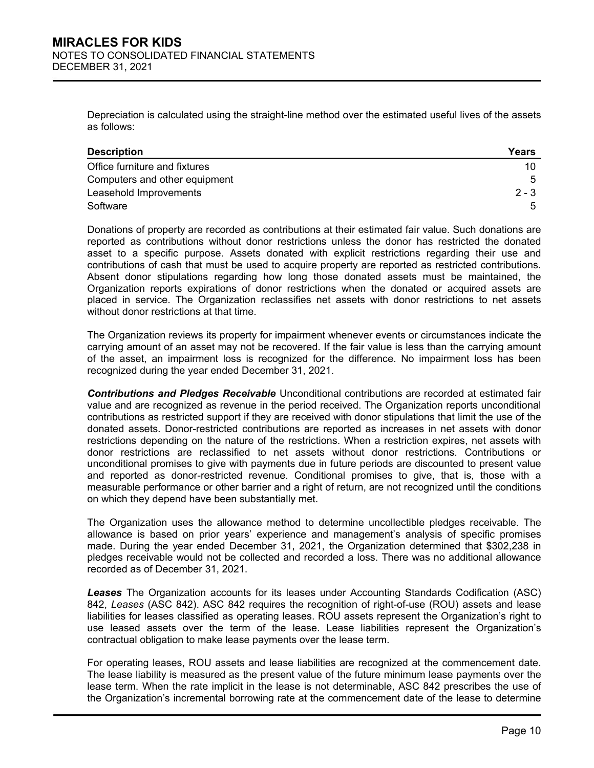Depreciation is calculated using the straight-line method over the estimated useful lives of the assets as follows:

| Description | Years |
|---|---|
| Office furniture and fixtures | 10 |
| Computers and other equipment | 5 |
| Leasehold Improvements | 2 - 3 |
| Software | 5 |

Donations of property are recorded as contributions at their estimated fair value. Such donations are reported as contributions without donor restrictions unless the donor has restricted the donated asset to a specific purpose. Assets donated with explicit restrictions regarding their use and contributions of cash that must be used to acquire property are reported as restricted contributions. Absent donor stipulations regarding how long those donated assets must be maintained, the Organization reports expirations of donor restrictions when the donated or acquired assets are placed in service. The Organization reclassifies net assets with donor restrictions to net assets without donor restrictions at that time.

The Organization reviews its property for impairment whenever events or circumstances indicate the carrying amount of an asset may not be recovered. If the fair value is less than the carrying amount of the asset, an impairment loss is recognized for the difference. No impairment loss has been recognized during the year ended December 31, 2021.

***Contributions and Pledges Receivable*** Unconditional contributions are recorded at estimated fair value and are recognized as revenue in the period received. The Organization reports unconditional contributions as restricted support if they are received with donor stipulations that limit the use of the donated assets. Donor-restricted contributions are reported as increases in net assets with donor restrictions depending on the nature of the restrictions. When a restriction expires, net assets with donor restrictions are reclassified to net assets without donor restrictions. Contributions or unconditional promises to give with payments due in future periods are discounted to present value and reported as donor-restricted revenue. Conditional promises to give, that is, those with a measurable performance or other barrier and a right of return, are not recognized until the conditions on which they depend have been substantially met.

The Organization uses the allowance method to determine uncollectible pledges receivable. The allowance is based on prior years' experience and management's analysis of specific promises made. During the year ended December 31, 2021, the Organization determined that $302,238 in pledges receivable would not be collected and recorded a loss. There was no additional allowance recorded as of December 31, 2021.

***Leases*** The Organization accounts for its leases under Accounting Standards Codification (ASC) 842, *Leases* (ASC 842). ASC 842 requires the recognition of right-of-use (ROU) assets and lease liabilities for leases classified as operating leases. ROU assets represent the Organization's right to use leased assets over the term of the lease. Lease liabilities represent the Organization's contractual obligation to make lease payments over the lease term.

For operating leases, ROU assets and lease liabilities are recognized at the commencement date. The lease liability is measured as the present value of the future minimum lease payments over the lease term. When the rate implicit in the lease is not determinable, ASC 842 prescribes the use of the Organization's incremental borrowing rate at the commencement date of the lease to determine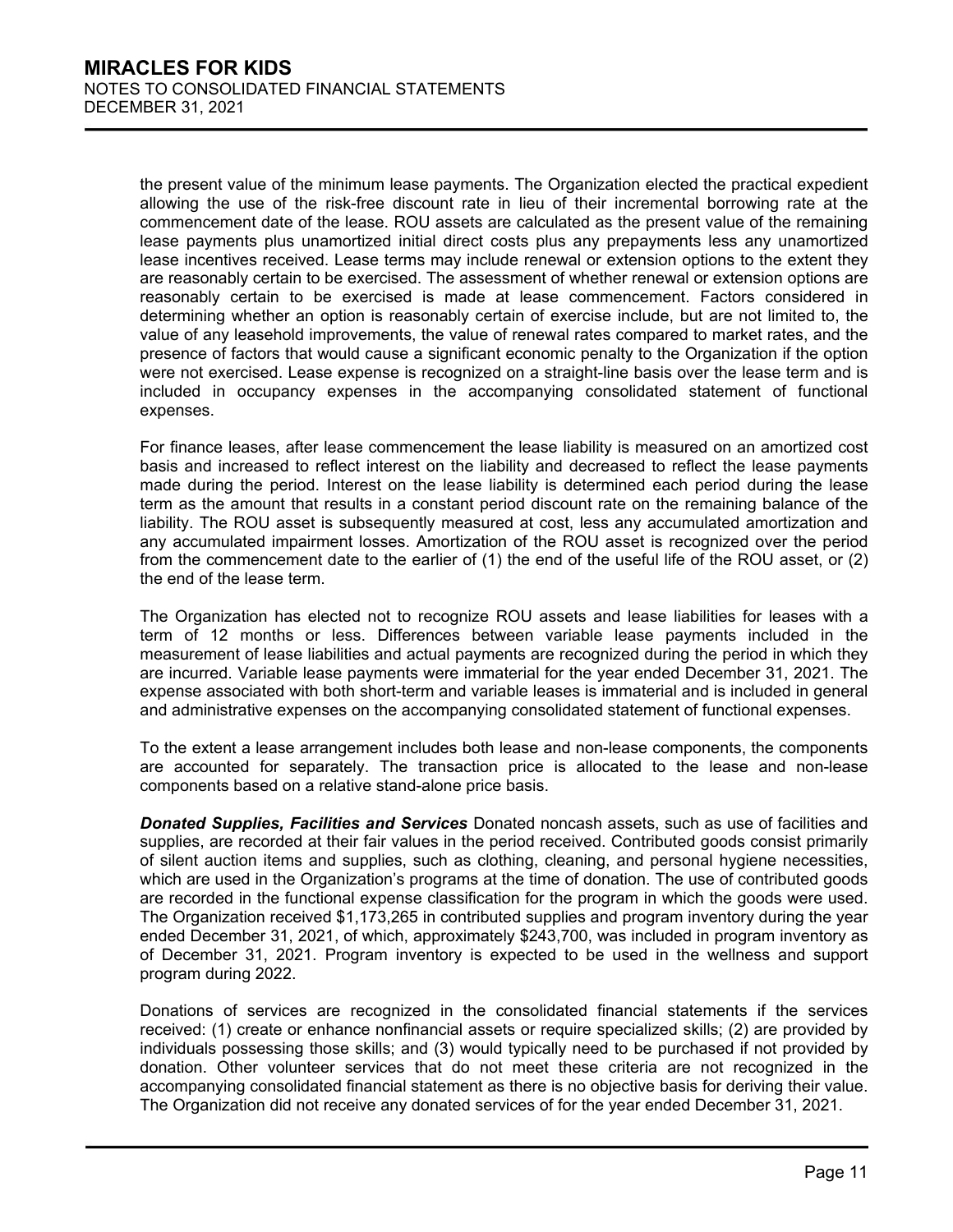the present value of the minimum lease payments. The Organization elected the practical expedient allowing the use of the risk-free discount rate in lieu of their incremental borrowing rate at the commencement date of the lease. ROU assets are calculated as the present value of the remaining lease payments plus unamortized initial direct costs plus any prepayments less any unamortized lease incentives received. Lease terms may include renewal or extension options to the extent they are reasonably certain to be exercised. The assessment of whether renewal or extension options are reasonably certain to be exercised is made at lease commencement. Factors considered in determining whether an option is reasonably certain of exercise include, but are not limited to, the value of any leasehold improvements, the value of renewal rates compared to market rates, and the presence of factors that would cause a significant economic penalty to the Organization if the option were not exercised. Lease expense is recognized on a straight-line basis over the lease term and is included in occupancy expenses in the accompanying consolidated statement of functional expenses.

For finance leases, after lease commencement the lease liability is measured on an amortized cost basis and increased to reflect interest on the liability and decreased to reflect the lease payments made during the period. Interest on the lease liability is determined each period during the lease term as the amount that results in a constant period discount rate on the remaining balance of the liability. The ROU asset is subsequently measured at cost, less any accumulated amortization and any accumulated impairment losses. Amortization of the ROU asset is recognized over the period from the commencement date to the earlier of (1) the end of the useful life of the ROU asset, or (2) the end of the lease term.

The Organization has elected not to recognize ROU assets and lease liabilities for leases with a term of 12 months or less. Differences between variable lease payments included in the measurement of lease liabilities and actual payments are recognized during the period in which they are incurred. Variable lease payments were immaterial for the year ended December 31, 2021. The expense associated with both short-term and variable leases is immaterial and is included in general and administrative expenses on the accompanying consolidated statement of functional expenses.

To the extent a lease arrangement includes both lease and non-lease components, the components are accounted for separately. The transaction price is allocated to the lease and non-lease components based on a relative stand-alone price basis.

***Donated Supplies, Facilities and Services*** Donated noncash assets, such as use of facilities and supplies, are recorded at their fair values in the period received. Contributed goods consist primarily of silent auction items and supplies, such as clothing, cleaning, and personal hygiene necessities, which are used in the Organization's programs at the time of donation. The use of contributed goods are recorded in the functional expense classification for the program in which the goods were used. The Organization received $1,173,265 in contributed supplies and program inventory during the year ended December 31, 2021, of which, approximately $243,700, was included in program inventory as of December 31, 2021. Program inventory is expected to be used in the wellness and support program during 2022.

Donations of services are recognized in the consolidated financial statements if the services received: (1) create or enhance nonfinancial assets or require specialized skills; (2) are provided by individuals possessing those skills; and (3) would typically need to be purchased if not provided by donation. Other volunteer services that do not meet these criteria are not recognized in the accompanying consolidated financial statement as there is no objective basis for deriving their value. The Organization did not receive any donated services of for the year ended December 31, 2021.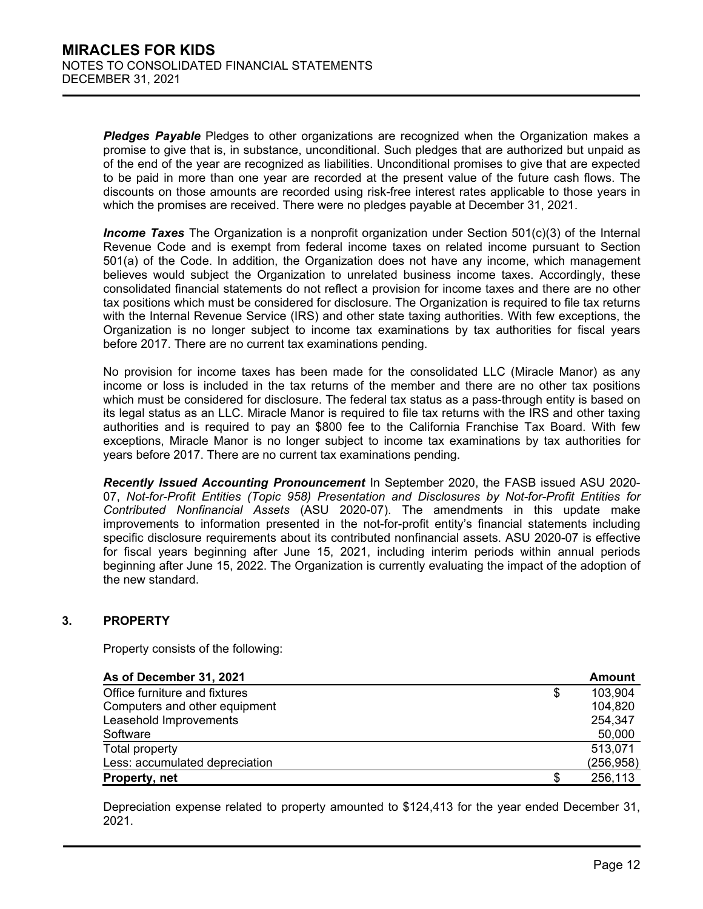**Pledges Payable** Pledges to other organizations are recognized when the Organization makes a promise to give that is, in substance, unconditional. Such pledges that are authorized but unpaid as of the end of the year are recognized as liabilities. Unconditional promises to give that are expected to be paid in more than one year are recorded at the present value of the future cash flows. The discounts on those amounts are recorded using risk-free interest rates applicable to those years in which the promises are received. There were no pledges payable at December 31, 2021.

**Income Taxes** The Organization is a nonprofit organization under Section 501(c)(3) of the Internal Revenue Code and is exempt from federal income taxes on related income pursuant to Section 501(a) of the Code. In addition, the Organization does not have any income, which management believes would subject the Organization to unrelated business income taxes. Accordingly, these consolidated financial statements do not reflect a provision for income taxes and there are no other tax positions which must be considered for disclosure. The Organization is required to file tax returns with the Internal Revenue Service (IRS) and other state taxing authorities. With few exceptions, the Organization is no longer subject to income tax examinations by tax authorities for fiscal years before 2017. There are no current tax examinations pending.

No provision for income taxes has been made for the consolidated LLC (Miracle Manor) as any income or loss is included in the tax returns of the member and there are no other tax positions which must be considered for disclosure. The federal tax status as a pass-through entity is based on its legal status as an LLC. Miracle Manor is required to file tax returns with the IRS and other taxing authorities and is required to pay an $800 fee to the California Franchise Tax Board. With few exceptions, Miracle Manor is no longer subject to income tax examinations by tax authorities for years before 2017. There are no current tax examinations pending.

**Recently Issued Accounting Pronouncement** In September 2020, the FASB issued ASU 2020-07, *Not-for-Profit Entities (Topic 958) Presentation and Disclosures by Not-for-Profit Entities for Contributed Nonfinancial Assets* (ASU 2020-07). The amendments in this update make improvements to information presented in the not-for-profit entity's financial statements including specific disclosure requirements about its contributed nonfinancial assets. ASU 2020-07 is effective for fiscal years beginning after June 15, 2021, including interim periods within annual periods beginning after June 15, 2022. The Organization is currently evaluating the impact of the adoption of the new standard.

## 3. PROPERTY

Property consists of the following:

| As of December 31, 2021 | | Amount |
|---|---|---|
| Office furniture and fixtures | $ | 103,904 |
| Computers and other equipment | | 104,820 |
| Leasehold Improvements | | 254,347 |
| Software | | 50,000 |
| Total property | | 513,071 |
| Less: accumulated depreciation | | (256,958) |
| **Property, net** | $ | 256,113 |

Depreciation expense related to property amounted to $124,413 for the year ended December 31, 2021.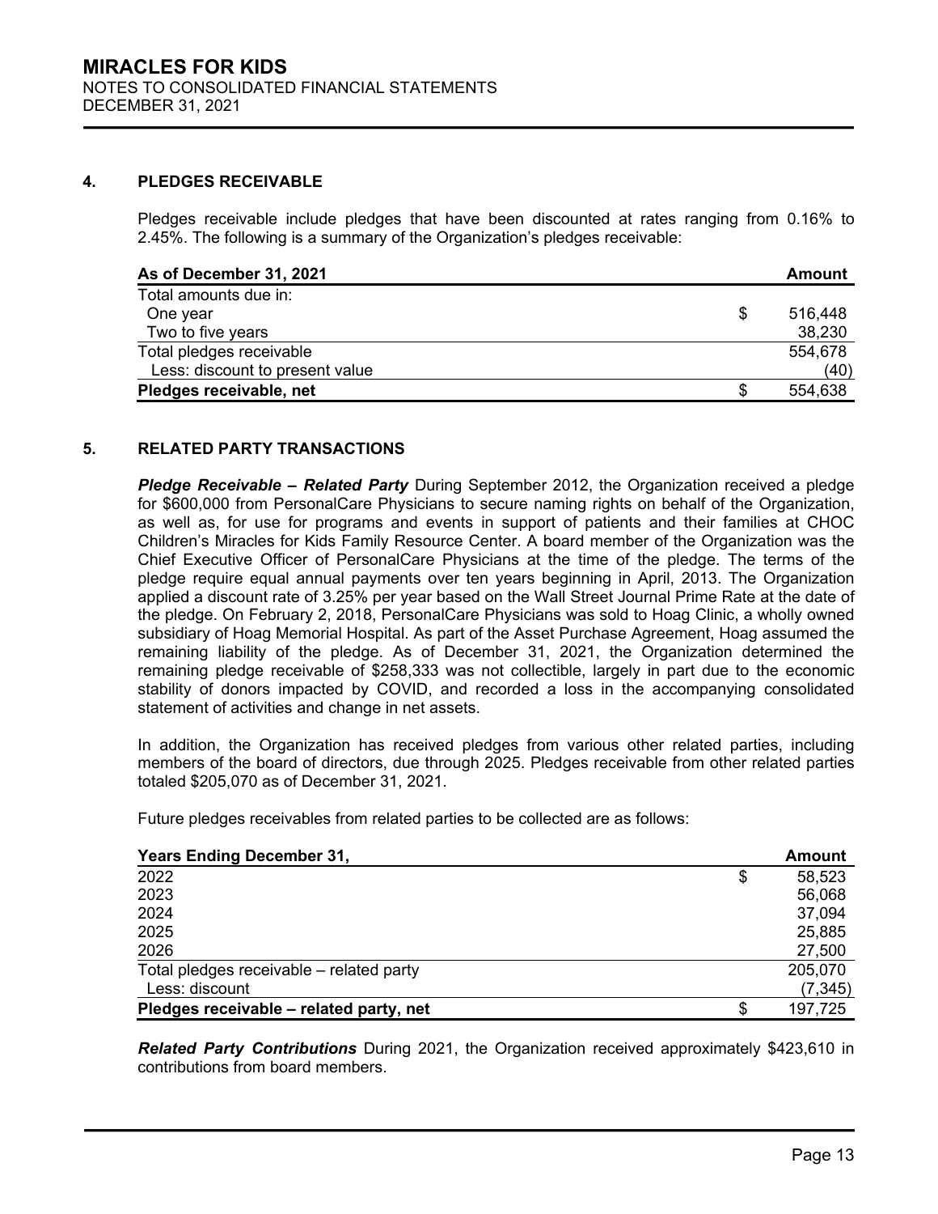## 4. PLEDGES RECEIVABLE

Pledges receivable include pledges that have been discounted at rates ranging from 0.16% to 2.45%. The following is a summary of the Organization's pledges receivable:

| As of December 31, 2021 | Amount |
|---|---|
| Total amounts due in: | |
| One year | $ 516,448 |
| Two to five years | 38,230 |
| Total pledges receivable | 554,678 |
| Less: discount to present value | (40) |
| **Pledges receivable, net** | **$ 554,638** |

## 5. RELATED PARTY TRANSACTIONS

***Pledge Receivable – Related Party*** During September 2012, the Organization received a pledge for $600,000 from PersonalCare Physicians to secure naming rights on behalf of the Organization, as well as, for use for programs and events in support of patients and their families at CHOC Children's Miracles for Kids Family Resource Center. A board member of the Organization was the Chief Executive Officer of PersonalCare Physicians at the time of the pledge. The terms of the pledge require equal annual payments over ten years beginning in April, 2013. The Organization applied a discount rate of 3.25% per year based on the Wall Street Journal Prime Rate at the date of the pledge. On February 2, 2018, PersonalCare Physicians was sold to Hoag Clinic, a wholly owned subsidiary of Hoag Memorial Hospital. As part of the Asset Purchase Agreement, Hoag assumed the remaining liability of the pledge. As of December 31, 2021, the Organization determined the remaining pledge receivable of $258,333 was not collectible, largely in part due to the economic stability of donors impacted by COVID, and recorded a loss in the accompanying consolidated statement of activities and change in net assets.

In addition, the Organization has received pledges from various other related parties, including members of the board of directors, due through 2025. Pledges receivable from other related parties totaled $205,070 as of December 31, 2021.

Future pledges receivables from related parties to be collected are as follows:

| Years Ending December 31, | Amount |
|---|---|
| 2022 | $ 58,523 |
| 2023 | 56,068 |
| 2024 | 37,094 |
| 2025 | 25,885 |
| 2026 | 27,500 |
| Total pledges receivable – related party | 205,070 |
| Less: discount | (7,345) |
| **Pledges receivable – related party, net** | **$ 197,725** |

***Related Party Contributions*** During 2021, the Organization received approximately $423,610 in contributions from board members.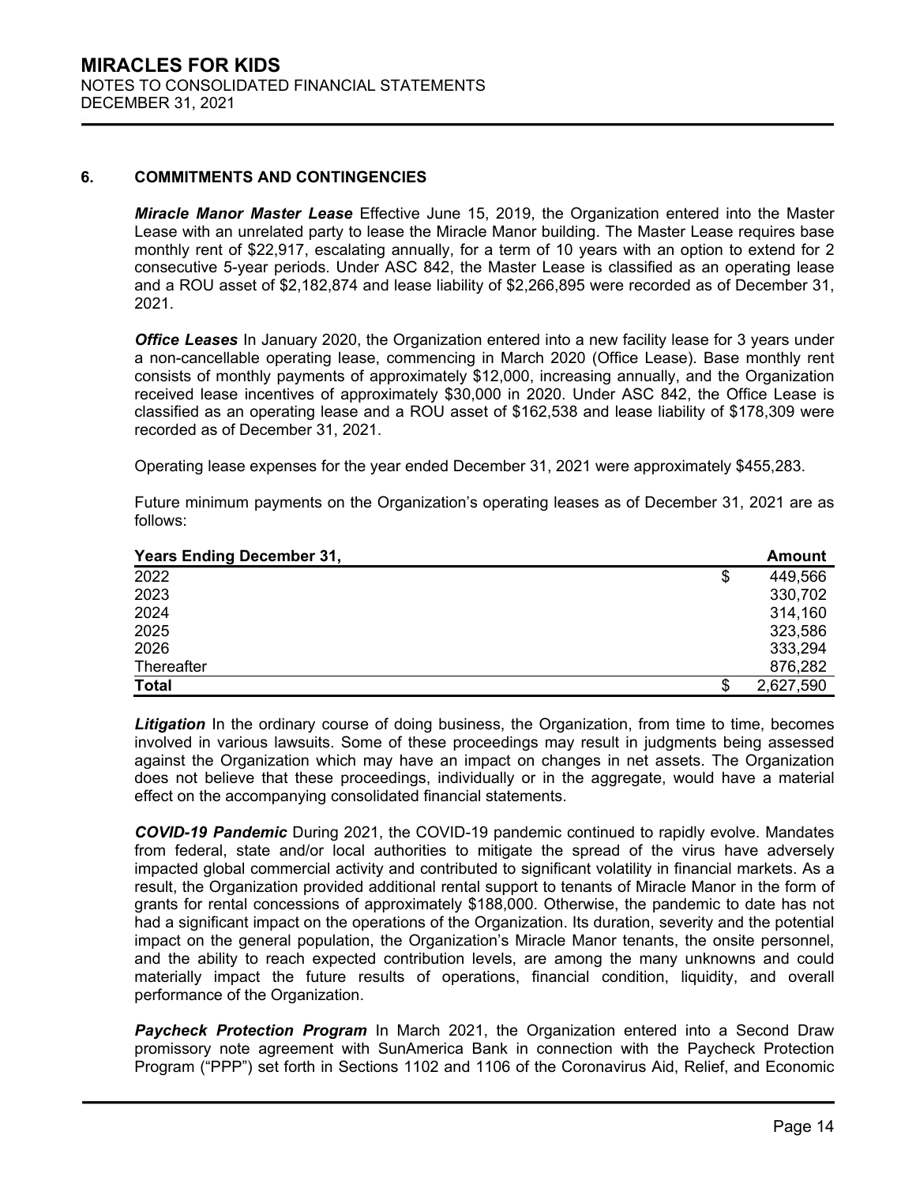## 6. COMMITMENTS AND CONTINGENCIES

***Miracle Manor Master Lease*** Effective June 15, 2019, the Organization entered into the Master Lease with an unrelated party to lease the Miracle Manor building. The Master Lease requires base monthly rent of $22,917, escalating annually, for a term of 10 years with an option to extend for 2 consecutive 5-year periods. Under ASC 842, the Master Lease is classified as an operating lease and a ROU asset of $2,182,874 and lease liability of $2,266,895 were recorded as of December 31, 2021.

***Office Leases*** In January 2020, the Organization entered into a new facility lease for 3 years under a non-cancellable operating lease, commencing in March 2020 (Office Lease). Base monthly rent consists of monthly payments of approximately $12,000, increasing annually, and the Organization received lease incentives of approximately $30,000 in 2020. Under ASC 842, the Office Lease is classified as an operating lease and a ROU asset of $162,538 and lease liability of $178,309 were recorded as of December 31, 2021.

Operating lease expenses for the year ended December 31, 2021 were approximately $455,283.

Future minimum payments on the Organization's operating leases as of December 31, 2021 are as follows:

| Years Ending December 31, | Amount |
|---|---|
| 2022 | $ 449,566 |
| 2023 | 330,702 |
| 2024 | 314,160 |
| 2025 | 323,586 |
| 2026 | 333,294 |
| Thereafter | 876,282 |
| **Total** | $ 2,627,590 |

***Litigation*** In the ordinary course of doing business, the Organization, from time to time, becomes involved in various lawsuits. Some of these proceedings may result in judgments being assessed against the Organization which may have an impact on changes in net assets. The Organization does not believe that these proceedings, individually or in the aggregate, would have a material effect on the accompanying consolidated financial statements.

***COVID-19 Pandemic*** During 2021, the COVID-19 pandemic continued to rapidly evolve. Mandates from federal, state and/or local authorities to mitigate the spread of the virus have adversely impacted global commercial activity and contributed to significant volatility in financial markets. As a result, the Organization provided additional rental support to tenants of Miracle Manor in the form of grants for rental concessions of approximately $188,000. Otherwise, the pandemic to date has not had a significant impact on the operations of the Organization. Its duration, severity and the potential impact on the general population, the Organization's Miracle Manor tenants, the onsite personnel, and the ability to reach expected contribution levels, are among the many unknowns and could materially impact the future results of operations, financial condition, liquidity, and overall performance of the Organization.

***Paycheck Protection Program*** In March 2021, the Organization entered into a Second Draw promissory note agreement with SunAmerica Bank in connection with the Paycheck Protection Program ("PPP") set forth in Sections 1102 and 1106 of the Coronavirus Aid, Relief, and Economic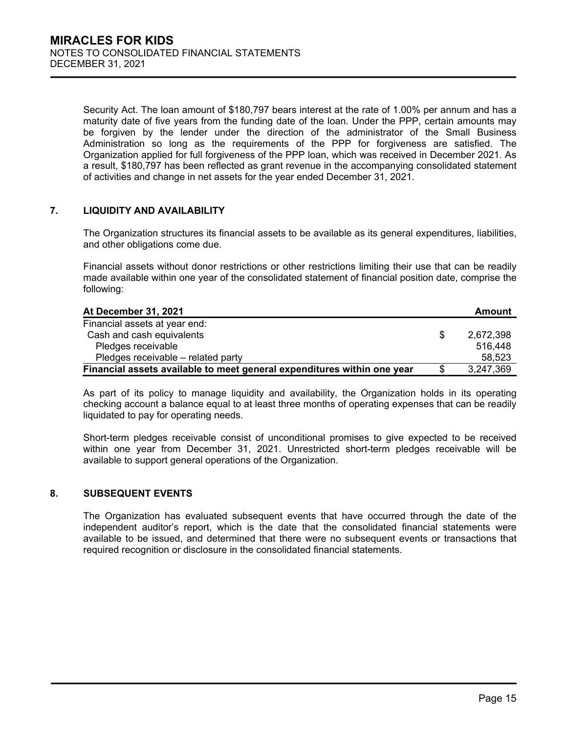Security Act. The loan amount of $180,797 bears interest at the rate of 1.00% per annum and has a maturity date of five years from the funding date of the loan. Under the PPP, certain amounts may be forgiven by the lender under the direction of the administrator of the Small Business Administration so long as the requirements of the PPP for forgiveness are satisfied. The Organization applied for full forgiveness of the PPP loan, which was received in December 2021. As a result, $180,797 has been reflected as grant revenue in the accompanying consolidated statement of activities and change in net assets for the year ended December 31, 2021.

## 7. LIQUIDITY AND AVAILABILITY

The Organization structures its financial assets to be available as its general expenditures, liabilities, and other obligations come due.

Financial assets without donor restrictions or other restrictions limiting their use that can be readily made available within one year of the consolidated statement of financial position date, comprise the following:

| At December 31, 2021 | | Amount |
|---|---|---|
| Financial assets at year end: | | |
| Cash and cash equivalents | $ | 2,672,398 |
| Pledges receivable | | 516,448 |
| Pledges receivable – related party | | 58,523 |
| **Financial assets available to meet general expenditures within one year** | $ | 3,247,369 |

As part of its policy to manage liquidity and availability, the Organization holds in its operating checking account a balance equal to at least three months of operating expenses that can be readily liquidated to pay for operating needs.

Short-term pledges receivable consist of unconditional promises to give expected to be received within one year from December 31, 2021. Unrestricted short-term pledges receivable will be available to support general operations of the Organization.

## 8. SUBSEQUENT EVENTS

The Organization has evaluated subsequent events that have occurred through the date of the independent auditor's report, which is the date that the consolidated financial statements were available to be issued, and determined that there were no subsequent events or transactions that required recognition or disclosure in the consolidated financial statements.